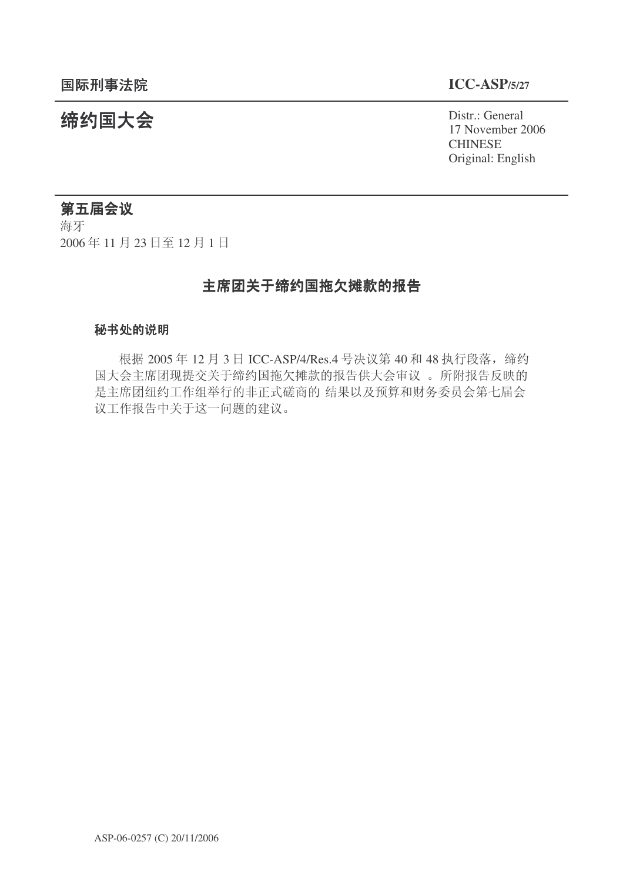**国际刑事法院**

**ICC-ASP/5/27**

# 缔约国大会

Distr.: General
17 November 2006
CHINESE
Original: English

## 第五届会议

海牙
2006 年 11 月 23 日至 12 月 1 日

## 主席团关于缔约国拖欠摊款的报告

### 秘书处的说明

根据 2005 年 12 月 3 日 ICC-ASP/4/Res.4 号决议第 40 和 48 执行段落，缔约国大会主席团现提交关于缔约国拖欠摊款的报告供大会审议 。所附报告反映的是主席团纽约工作组举行的非正式磋商的 结果以及预算和财务委员会第七届会议工作报告中关于这一问题的建议。

ASP-06-0257 (C) 20/11/2006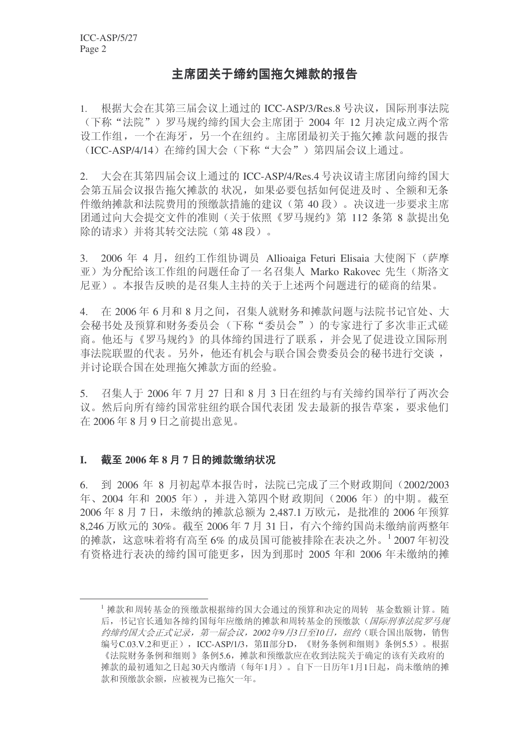# 主席团关于缔约国拖欠摊款的报告

1. 根据大会在其第三届会议上通过的 ICC-ASP/3/Res.8 号决议，国际刑事法院（下称"法院"）罗马规约缔约国大会主席团于 2004 年 12 月决定成立两个常设工作组，一个在海牙，另一个在纽约。主席团最初关于拖欠摊款问题的报告（ICC-ASP/4/14）在缔约国大会（下称"大会"）第四届会议上通过。

2. 大会在其第四届会议上通过的 ICC-ASP/4/Res.4 号决议请主席团向缔约国大会第五届会议报告拖欠摊款的状况，如果必要包括如何促进及时、全额和无条件缴纳摊款和法院费用的预缴款措施的建议（第 40 段）。决议进一步要求主席团通过向大会提交文件的准则（关于依照《罗马规约》第 112 条第 8 款提出免除的请求）并将其转交法院（第 48 段）。

3. 2006 年 4 月，纽约工作组协调员 Allioaiga Feturi Elisaia 大使阁下（萨摩亚）为分配给该工作组的问题任命了一名召集人 Marko Rakovec 先生（斯洛文尼亚）。本报告反映的是召集人主持的关于上述两个问题进行的磋商的结果。

4. 在 2006 年 6 月和 8 月之间，召集人就财务和摊款问题与法院书记官处、大会秘书处及预算和财务委员会（下称"委员会"）的专家进行了多次非正式磋商。他还与《罗马规约》的具体缔约国进行了联系，并会见了促进设立国际刑事法院联盟的代表。另外，他还有机会与联合国会费委员会的秘书进行交谈，并讨论联合国在处理拖欠摊款方面的经验。

5. 召集人于 2006 年 7 月 27 日和 8 月 3 日在纽约与有关缔约国举行了两次会议。然后向所有缔约国常驻纽约联合国代表团发去最新的报告草案，要求他们在 2006 年 8 月 9 日之前提出意见。

## I. 截至 2006 年 8 月 7 日的摊款缴纳状况

6. 到 2006 年 8 月初起草本报告时，法院已完成了三个财政期间（2002/2003 年、2004 年和 2005 年），并进入第四个财政期间（2006 年）的中期。截至 2006 年 8 月 7 日，未缴纳的摊款总额为 2,487.1 万欧元，是批准的 2006 年预算 8,246 万欧元的 30%。截至 2006 年 7 月 31 日，有六个缔约国尚未缴纳前两整年的摊款，这意味着将有高至 6% 的成员国可能被排除在表决之外。[1] 2007 年初没有资格进行表决的缔约国可能更多，因为到那时 2005 年和 2006 年未缴纳的摊

---

[1] 摊款和周转基金的预缴款根据缔约国大会通过的预算和决定的周转基金数额计算。随后，书记官长通知各缔约国每年应缴纳的摊款和周转基金的预缴款（*国际刑事法院罗马规约缔约国大会正式记录，第一届会议，2002 年 9 月 3 日至 10 日，纽约*（联合国出版物，销售编号 C.03.V.2 和更正），ICC-ASP/1/3，第 II 部分 D，《财务条例和细则》条例 5.5）。根据《法院财务条例和细则》条例 5.6，摊款和预缴款应在收到法院关于确定的该有关政府的摊款的最初通知之日起 30 天内缴清（每年 1 月）。自下一日历年 1 月 1 日起，尚未缴纳的摊款和预缴款余额，应被视为已拖欠一年。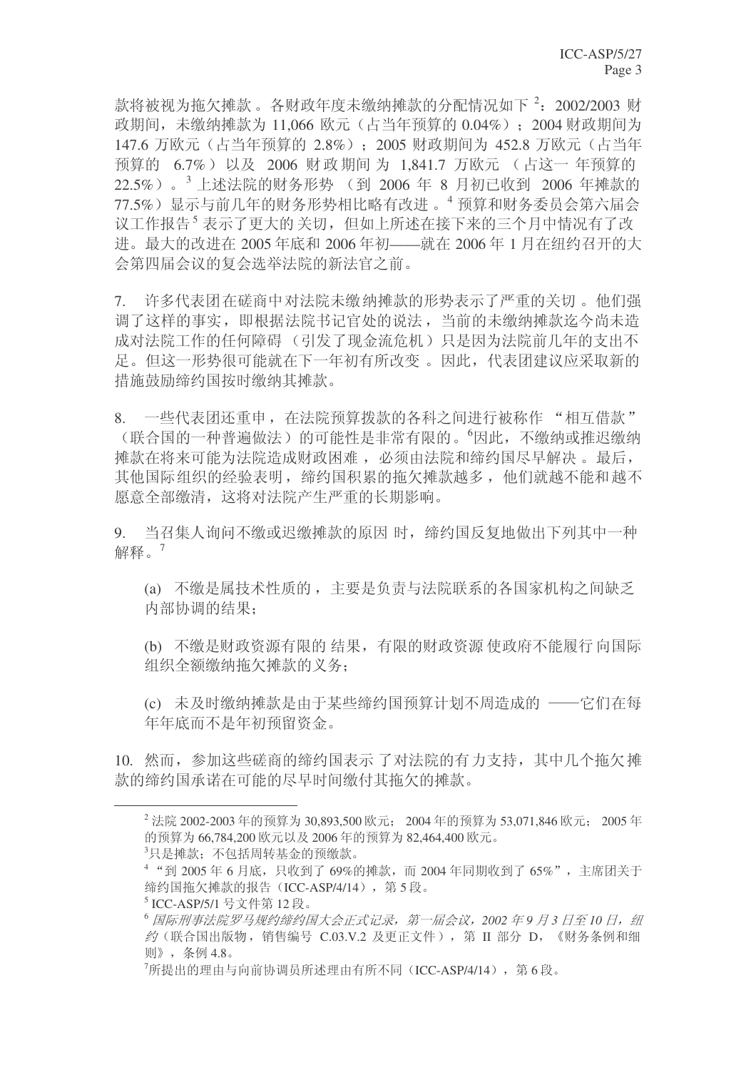款将被视为拖欠摊款。各财政年度未缴纳摊款的分配情况如下[2]：2002/2003 财政期间，未缴纳摊款为 11,066 欧元（占当年预算的 0.04%）；2004 财政期间为 147.6 万欧元（占当年预算的 2.8%）；2005 财政期间为 452.8 万欧元（占当年预算的 6.7%）以及 2006 财政期间为 1,841.7 万欧元（占这一年预算的 22.5%）。[3] 上述法院的财务形势（到 2006 年 8 月初已收到 2006 年摊款的 77.5%）显示与前几年的财务形势相比略有改进。[4] 预算和财务委员会第六届会议工作报告[5] 表示了更大的关切，但如上所述在接下来的三个月中情况有了改进。最大的改进在 2005 年底和 2006 年初——就在 2006 年 1 月在纽约召开的大会第四届会议的复会选举法院的新法官之前。

7. 许多代表团在磋商中对法院未缴纳摊款的形势表示了严重的关切。他们强调了这样的事实，即根据法院书记官处的说法，当前的未缴纳摊款迄今尚未造成对法院工作的任何障碍（引发了现金流危机）只是因为法院前几年的支出不足。但这一形势很可能就在下一年初有所改变。因此，代表团建议应采取新的措施鼓励缔约国按时缴纳其摊款。

8. 一些代表团还重申，在法院预算拨款的各科之间进行被称作"相互借款"（联合国的一种普遍做法）的可能性是非常有限的。[6]因此，不缴纳或推迟缴纳摊款在将来可能为法院造成财政困难，必须由法院和缔约国尽早解决。最后，其他国际组织的经验表明，缔约国积累的拖欠摊款越多，他们就越不能和越不愿意全部缴清，这将对法院产生严重的长期影响。

9. 当召集人询问不缴或迟缴摊款的原因时，缔约国反复地做出下列其中一种解释。[7]

(a) 不缴是属技术性质的，主要是负责与法院联系的各国家机构之间缺乏内部协调的结果；

(b) 不缴是财政资源有限的结果，有限的财政资源使政府不能履行向国际组织全额缴纳拖欠摊款的义务；

(c) 未及时缴纳摊款是由于某些缔约国预算计划不周造成的——它们在每年年底而不是年初预留资金。

10. 然而，参加这些磋商的缔约国表示了对法院的有力支持，其中几个拖欠摊款的缔约国承诺在可能的尽早时间缴付其拖欠的摊款。

---

[2] 法院 2002-2003 年的预算为 30,893,500 欧元；2004 年的预算为 53,071,846 欧元；2005 年的预算为 66,784,200 欧元以及 2006 年的预算为 82,464,400 欧元。

[3] 只是摊款；不包括周转基金的预缴款。

[4] "到 2005 年 6 月底，只收到了 69%的摊款，而 2004 年同期收到了 65%"，主席团关于缔约国拖欠摊款的报告（ICC-ASP/4/14），第 5 段。

[5] ICC-ASP/5/1 号文件第 12 段。

[6] *国际刑事法院罗马规约缔约国大会正式记录，第一届会议，2002 年 9 月 3 日至 10 日，纽约*（联合国出版物，销售编号 C.03.V.2 及更正文件），第 II 部分 D，《财务条例和细则》，条例 4.8。

[7] 所提出的理由与向前协调员所述理由有所不同（ICC-ASP/4/14），第 6 段。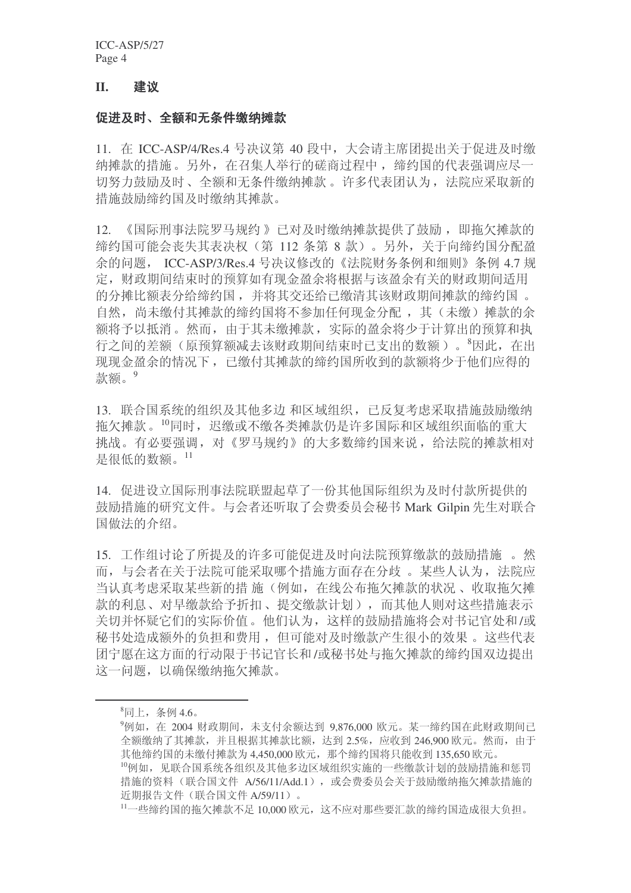## II. 建议

### 促进及时、全额和无条件缴纳摊款

11. 在 ICC-ASP/4/Res.4 号决议第 40 段中，大会请主席团提出关于促进及时缴纳摊款的措施。另外，在召集人举行的磋商过程中，缔约国的代表强调应尽一切努力鼓励及时、全额和无条件缴纳摊款。许多代表团认为，法院应采取新的措施鼓励缔约国及时缴纳其摊款。

12. 《国际刑事法院罗马规约》已对及时缴纳摊款提供了鼓励，即拖欠摊款的缔约国可能会丧失其表决权（第 112 条第 8 款）。另外，关于向缔约国分配盈余的问题，ICC-ASP/3/Res.4 号决议修改的《法院财务条例和细则》条例 4.7 规定，财政期间结束时的预算如有现金盈余将根据与该盈余有关的财政期间适用的分摊比额表分给缔约国，并将其交还给已缴清其该财政期间摊款的缔约国。自然，尚未缴付其摊款的缔约国将不参加任何现金分配，其（未缴）摊款的余额将予以抵消。然而，由于其未缴摊款，实际的盈余将少于计算出的预算和执行之间的差额（原预算额减去该财政期间结束时已支出的数额）。[8]因此，在出现现金盈余的情况下，已缴付其摊款的缔约国所收到的款额将少于他们应得的款额。[9]

13. 联合国系统的组织及其他多边和区域组织，已反复考虑采取措施鼓励缴纳拖欠摊款。[10]同时，迟缴或不缴各类摊款仍是许多国际和区域组织面临的重大挑战。有必要强调，对《罗马规约》的大多数缔约国来说，给法院的摊款相对是很低的数额。[11]

14. 促进设立国际刑事法院联盟起草了一份其他国际组织为及时付款所提供的鼓励措施的研究文件。与会者还听取了会费委员会秘书 Mark Gilpin 先生对联合国做法的介绍。

15. 工作组讨论了所提及的许多可能促进及时向法院预算缴款的鼓励措施。然而，与会者在关于法院可能采取哪个措施方面存在分歧。某些人认为，法院应当认真考虑采取某些新的措施（例如，在线公布拖欠摊款的状况、收取拖欠摊款的利息、对早缴款给予折扣、提交缴款计划），而其他人则对这些措施表示关切并怀疑它们的实际价值。他们认为，这样的鼓励措施将会对书记官处和/或秘书处造成额外的负担和费用，但可能对及时缴款产生很小的效果。这些代表团宁愿在这方面的行动限于书记官长和/或秘书处与拖欠摊款的缔约国双边提出这一问题，以确保缴纳拖欠摊款。

---

[8]同上，条例 4.6。

[9]例如，在 2004 财政期间，未支付余额达到 9,876,000 欧元。某一缔约国在此财政期间已全额缴纳了其摊款，并且根据其摊款比额，达到 2.5%，应收到 246,900 欧元。然而，由于其他缔约国的未缴付摊款为 4,450,000 欧元，那个缔约国将只能收到 135,650 欧元。

[10]例如，见联合国系统各组织及其他多边区域组织实施的一些缴款计划的鼓励措施和惩罚措施的资料（联合国文件 A/56/11/Add.1），或会费委员会关于鼓励缴纳拖欠摊款措施的近期报告文件（联合国文件 A/59/11）。

[11]一些缔约国的拖欠摊款不足 10,000 欧元，这不应对那些要汇款的缔约国造成很大负担。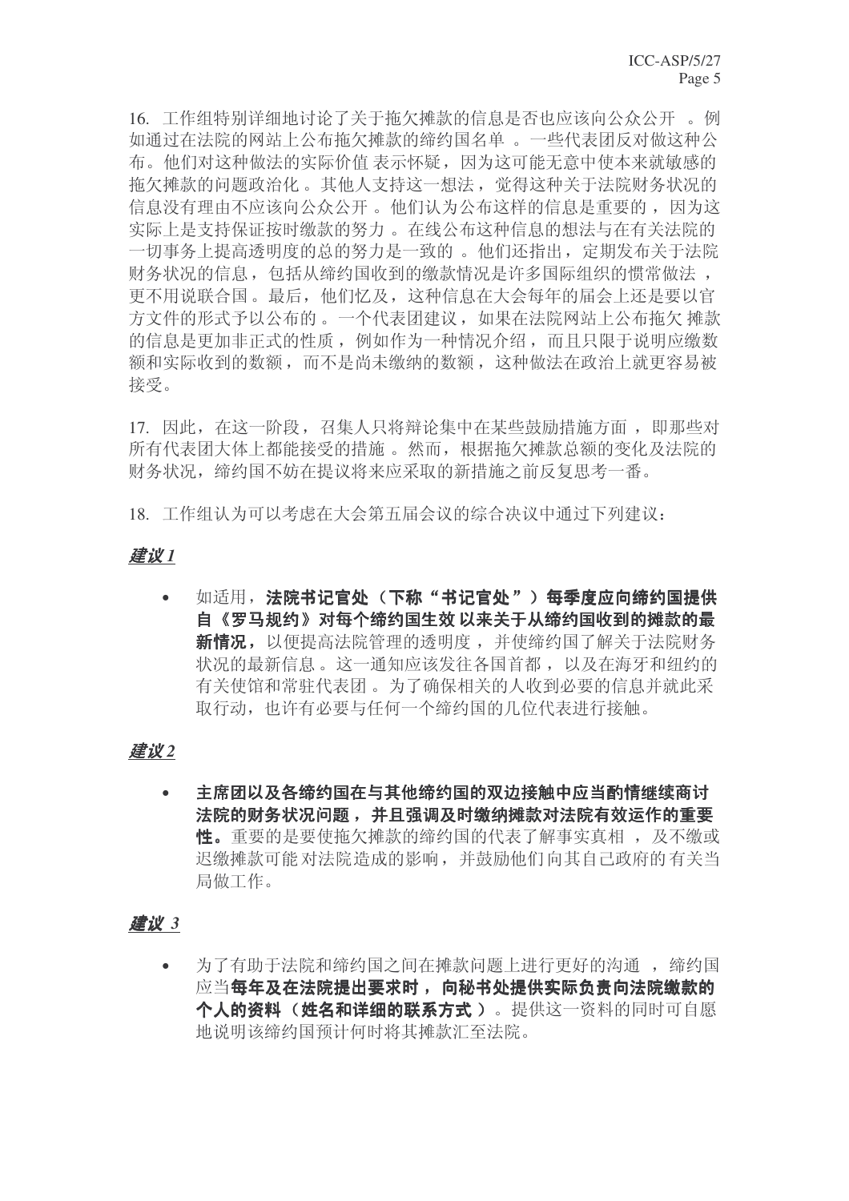16. 工作组特别详细地讨论了关于拖欠摊款的信息是否也应该向公众公开 。例如通过在法院的网站上公布拖欠摊款的缔约国名单 。一些代表团反对做这种公布。他们对这种做法的实际价值表示怀疑，因为这可能无意中使本来就敏感的拖欠摊款的问题政治化 。其他人支持这一想法，觉得这种关于法院财务状况的信息没有理由不应该向公众公开 。他们认为公布这样的信息是重要的 ，因为这实际上是支持保证按时缴款的努力 。在线公布这种信息的想法与在有关法院的一切事务上提高透明度的总的努力是一致的 。他们还指出，定期发布关于法院财务状况的信息，包括从缔约国收到的缴款情况是许多国际组织的惯常做法 ，更不用说联合国 。最后，他们忆及，这种信息在大会每年的届会上还是要以官方文件的形式予以公布的 。一个代表团建议，如果在法院网站上公布拖欠摊款的信息是更加非正式的性质，例如作为一种情况介绍，而且只限于说明应缴数额和实际收到的数额，而不是尚未缴纳的数额，这种做法在政治上就更容易被接受。

17. 因此，在这一阶段，召集人只将辩论集中在某些鼓励措施方面 ，即那些对所有代表团大体上都能接受的措施 。然而，根据拖欠摊款总额的变化及法院的财务状况，缔约国不妨在提议将来应采取的新措施之前反复思考一番。

18. 工作组认为可以考虑在大会第五届会议的综合决议中通过下列建议：

***建议 1***

- 如适用，**法院书记官处（下称“书记官处”）每季度应向缔约国提供自《罗马规约》对每个缔约国生效以来关于从缔约国收到的摊款的最新情况，**以便提高法院管理的透明度，并使缔约国了解关于法院财务状况的最新信息 。这一通知应该发往各国首都，以及在海牙和纽约的有关使馆和常驻代表团 。为了确保相关的人收到必要的信息并就此采取行动，也许有必要与任何一个缔约国的几位代表进行接触。

***建议 2***

- **主席团以及各缔约国在与其他缔约国的双边接触中应当酌情继续商讨法院的财务状况问题，并且强调及时缴纳摊款对法院有效运作的重要性。**重要的是要使拖欠摊款的缔约国的代表了解事实真相 ，及不缴或迟缴摊款可能对法院造成的影响，并鼓励他们向其自己政府的有关当局做工作。

***建议 3***

- 为了有助于法院和缔约国之间在摊款问题上进行更好的沟通 ，缔约国应当**每年及在法院提出要求时，向秘书处提供实际负责向法院缴款的个人的资料（姓名和详细的联系方式）**。提供这一资料的同时可自愿地说明该缔约国预计何时将其摊款汇至法院。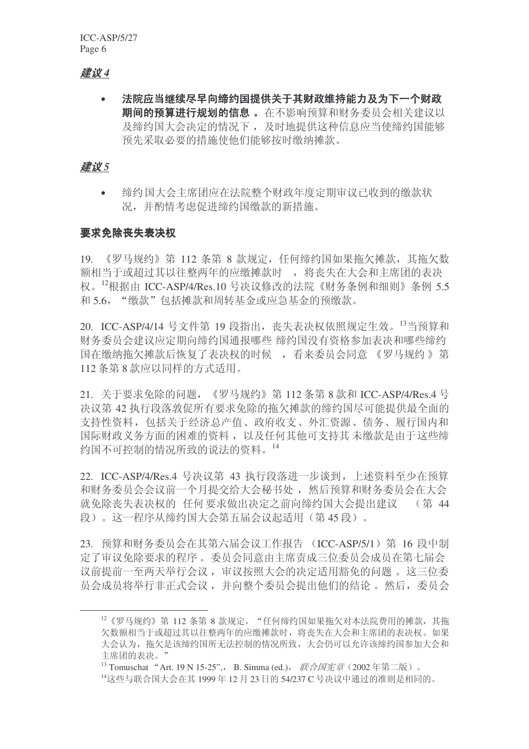***建议 4***

- **法院应当继续尽早向缔约国提供关于其财政维持能力及为下一个财政期间的预算进行规划的信息 。**在不影响预算和财务委员会相关建议以及缔约国大会决定的情况下 ，及时地提供这种信息应当使缔约国能够预先采取必要的措施使他们能够按时缴纳摊款。

***建议 5***

- 缔约国大会主席团应在法院整个财政年度定期审议已收到的缴款状况，并酌情考虑促进缔约国缴款的新措施。

### 要求免除丧失表决权

19. 《罗马规约》第 112 条第 8 款规定，任何缔约国如果拖欠摊款，其拖欠数额相当于或超过其以往整两年的应缴摊款时 ，将丧失在大会和主席团的表决权。[12]根据由 ICC-ASP/4/Res.10 号决议修改的法院《财务条例和细则》条例 5.5 和 5.6，"缴款"包括摊款和周转基金或应急基金的预缴款。

20. ICC-ASP/4/14 号文件第 19 段指出，丧失表决权依照规定生效。[13]当预算和财务委员会建议应定期向缔约国通报哪些 缔约国没有资格参加表决和哪些缔约国在缴纳拖欠摊款后恢复了表决权的时候 ，看来委员会同意 《罗马规约 》第 112 条第 8 款应以同样的方式适用。

21. 关于要求免除的问题，《罗马规约》第 112 条第 8 款和 ICC-ASP/4/Res.4 号决议第 42 执行段落敦促所有要求免除的拖欠摊款的缔约国尽可能提供最全面的支持性资料，包括关于经济总产值、政府收支、外汇资源、债务、履行国内和国际财政义务方面的困难的资料 ，以及任何其他可支持其 未缴款是由于这些缔约国不可控制的情况所致的说法的资料。[14]

22. ICC-ASP/4/Res.4 号决议第 43 执行段落进一步谈到，上述资料至少在预算和财务委员会会议前一个月提交给大会秘书处 ，然后预算和财务委员会在大会就免除丧失表决权的 任何 要求做出决定之前向缔约国大会提出建议 （第 44 段）。这一程序从缔约国大会第五届会议起适用（第 45 段）。

23. 预算和财务委员会在其第六届会议工作报告 （ICC-ASP/5/1）第 16 段中制定了审议免除要求的程序 。委员会同意由主席责成三位委员会成员在第七届会议前提前一至两天举行会议 ，审议按照大会的决定适用豁免的问题 。这三位委员会成员将举行非正式会议 ，并向整个委员会提出他们的结论 。然后，委员会

---

[12] 《罗马规约》第 112 条第 8 款规定，"任何缔约国如果拖欠对本法院费用的摊款，其拖欠数额相当于或超过其以往整两年的应缴摊款时，将丧失在大会和主席团的表决权。如果大会认为，拖欠是该缔约国所无法控制的情况所致，大会仍可以允许该缔约国参加大会和主席团的表决。"

[13] Tomuschat "Art. 19 N 15-25",， B. Simma (ed.)， *联合国宪章*（2002 年第二版）。

[14] 这些与联合国大会在其 1999 年 12 月 23 日的 54/237 C 号决议中通过的准则是相同的。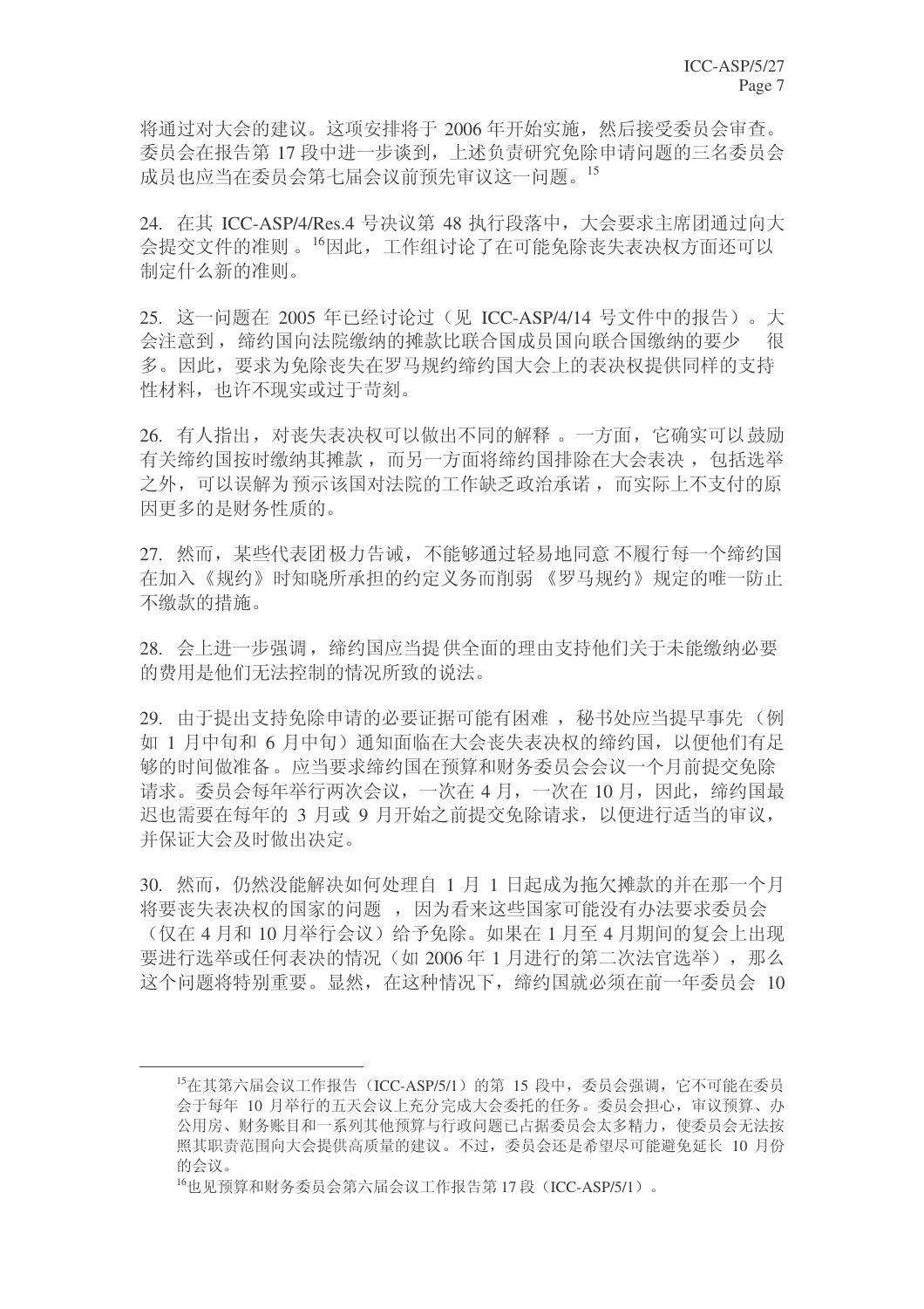将通过对大会的建议。这项安排将于 2006 年开始实施，然后接受委员会审查。委员会在报告第 17 段中进一步谈到，上述负责研究免除申请问题的三名委员会成员也应当在委员会第七届会议前预先审议这一问题。[15]

24. 在其 ICC-ASP/4/Res.4 号决议第 48 执行段落中，大会要求主席团通过向大会提交文件的准则 。[16]因此，工作组讨论了在可能免除丧失表决权方面还可以制定什么新的准则。

25. 这一问题在 2005 年已经讨论过（见 ICC-ASP/4/14 号文件中的报告）。大会注意到， 缔约国向法院缴纳的摊款比联合国成员国向联合国缴纳的要少　很多。因此，要求为免除丧失在罗马规约缔约国大会上的表决权提供同样的支持性材料，也许不现实或过于苛刻。

26. 有人指出，对丧失表决权可以做出不同的解释 。一方面，它确实可以鼓励有关缔约国按时缴纳其摊款 ，而另一方面将缔约国排除在大会表决 ，包括选举之外，可以误解为预示该国对法院的工作缺乏政治承诺 ，而实际上不支付的原因更多的是财务性质的。

27. 然而，某些代表团极力告诫，不能够通过轻易地同意不履行每一个缔约国在加入《规约》时知晓所承担的约定义务而削弱 《罗马规约》规定的唯一防止不缴款的措施。

28. 会上进一步强调，缔约国应当提供全面的理由支持他们关于未能缴纳必要的费用是他们无法控制的情况所致的说法。

29. 由于提出支持免除申请的必要证据可能有困难 ， 秘书处应当提早事先 （例如 1 月中旬和 6 月中旬）通知面临在大会丧失表决权的缔约国，以便他们有足够的时间做准备。应当要求缔约国在预算和财务委员会会议一个月前提交免除请求。委员会每年举行两次会议，一次在 4 月，一次在 10 月，因此，缔约国最迟也需要在每年的 3 月或 9 月开始之前提交免除请求，以便进行适当的审议，并保证大会及时做出决定。

30. 然而，仍然没能解决如何处理自 1 月 1 日起成为拖欠摊款的并在那一个月将要丧失表决权的国家的问题 ， 因为看来这些国家可能没有办法要求委员会（仅在 4 月和 10 月举行会议）给予免除。如果在 1 月至 4 月期间的复会上出现要进行选举或任何表决的情况（如 2006 年 1 月进行的第二次法官选举），那么这个问题将特别重要。显然，在这种情况下，缔约国就必须在前一年委员会 10

---

[15]在其第六届会议工作报告（ICC-ASP/5/1）的第 15 段中，委员会强调，它不可能在委员会于每年 10 月举行的五天会议上充分完成大会委托的任务。委员会担心，审议预算、办公用房、财务账目和一系列其他预算与行政问题已占据委员会太多精力，使委员会无法按照其职责范围向大会提供高质量的建议。不过，委员会还是希望尽可能避免延长 10 月份的会议。

[16]也见预算和财务委员会第六届会议工作报告第 17 段（ICC-ASP/5/1）。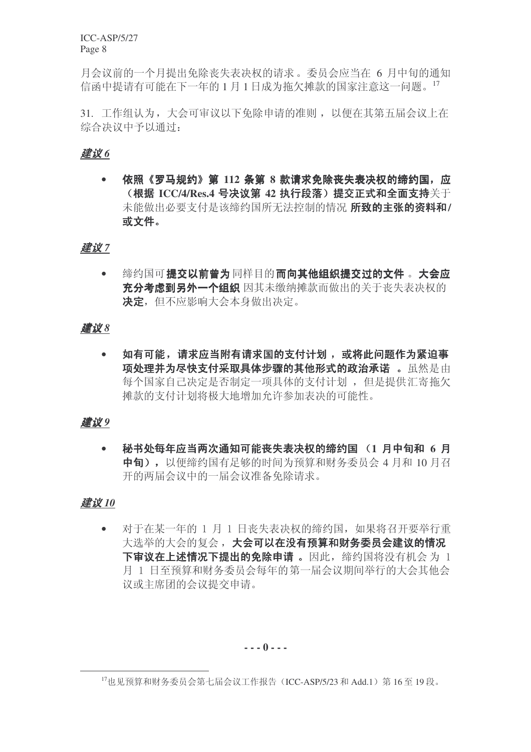月会议前的一个月提出免除丧失表决权的请求。委员会应当在 6 月中旬的通知信函中提请有可能在下一年的 1 月 1 日成为拖欠摊款的国家注意这一问题。[17]

31. 工作组认为，大会可审议以下免除申请的准则，以便在其第五届会议上在综合决议中予以通过：

***建议 6***

- **依照《罗马规约》第 112 条第 8 款请求免除丧失表决权的缔约国，应（根据 ICC/4/Res.4 号决议第 42 执行段落）提交正式和全面支持**关于未能做出必要支付是该缔约国所无法控制的情况 **所致的主张的资料和/或文件。**

***建议 7***

- 缔约国可 **提交以前曾为** 同样目的 **而向其他组织提交过的文件** 。**大会应充分考虑到另外一个组织** 因其未缴纳摊款而做出的关于丧失表决权的 **决定**，但不应影响大会本身做出决定。

***建议 8***

- **如有可能，请求应当附有请求国的支付计划，或将此问题作为紧迫事项处理并为尽快支付采取具体步骤的其他形式的政治承诺 。**虽然是由每个国家自己决定是否制定一项具体的支付计划 ，但是提供汇寄拖欠摊款的支付计划将极大地增加允许参加表决的可能性。

***建议 9***

- **秘书处每年应当两次通知可能丧失表决权的缔约国（1 月中旬和 6 月中旬），**以便缔约国有足够的时间为预算和财务委员会 4 月和 10 月召开的两届会议中的一届会议准备免除请求。

***建议 10***

- 对于在某一年的 1 月 1 日丧失表决权的缔约国，如果将召开要举行重大选举的大会的复会，**大会可以在没有预算和财务委员会建议的情况下审议在上述情况下提出的免除申请 。**因此，缔约国将没有机会 为 1 月 1 日至预算和财务委员会每年的第一届会议期间举行的大会其他会议或主席团的会议提交申请。

**- - - 0 - - -**

[17] 也见预算和财务委员会第七届会议工作报告（ICC-ASP/5/23 和 Add.1）第 16 至 19 段。